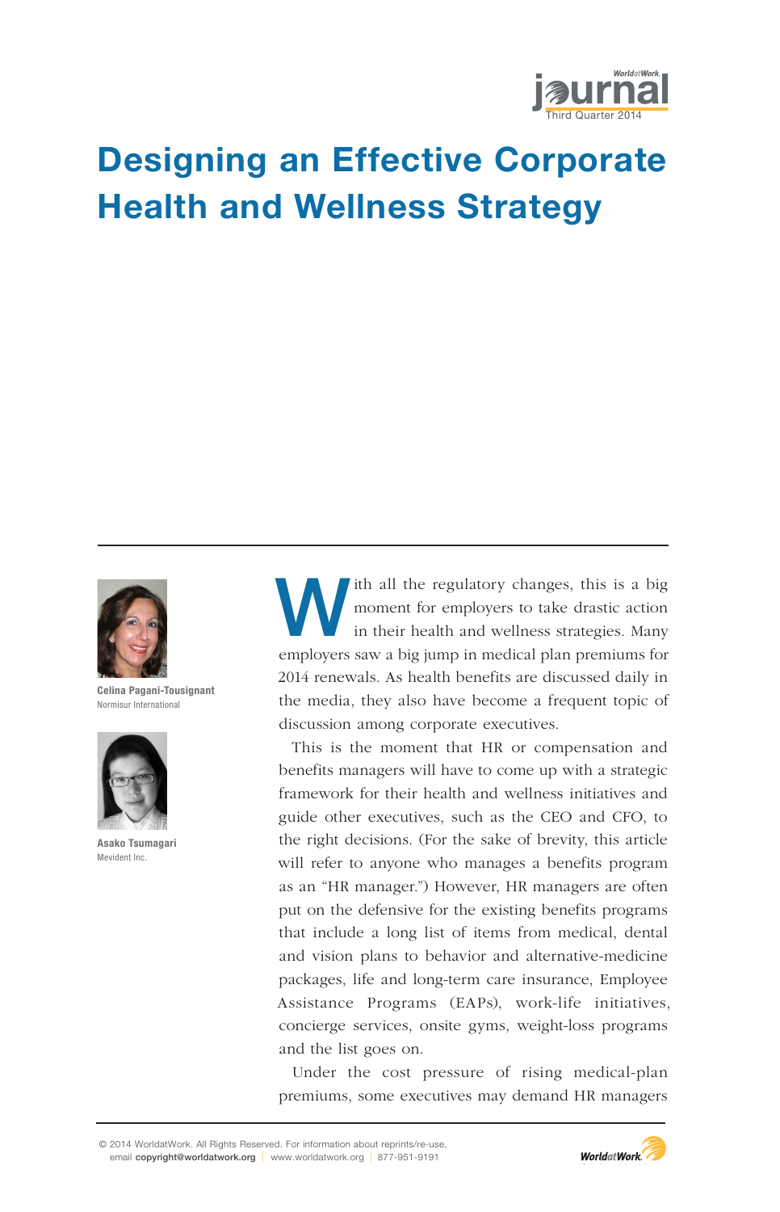# Designing an Effective Corporate Health and Wellness Strategy

**Celina Pagani-Tousignant**
Normisur International

**Asako Tsumagari**
Mevident Inc.

With all the regulatory changes, this is a big moment for employers to take drastic action in their health and wellness strategies. Many employers saw a big jump in medical plan premiums for 2014 renewals. As health benefits are discussed daily in the media, they also have become a frequent topic of discussion among corporate executives.

This is the moment that HR or compensation and benefits managers will have to come up with a strategic framework for their health and wellness initiatives and guide other executives, such as the CEO and CFO, to the right decisions. (For the sake of brevity, this article will refer to anyone who manages a benefits program as an "HR manager.") However, HR managers are often put on the defensive for the existing benefits programs that include a long list of items from medical, dental and vision plans to behavior and alternative-medicine packages, life and long-term care insurance, Employee Assistance Programs (EAPs), work-life initiatives, concierge services, onsite gyms, weight-loss programs and the list goes on.

Under the cost pressure of rising medical-plan premiums, some executives may demand HR managers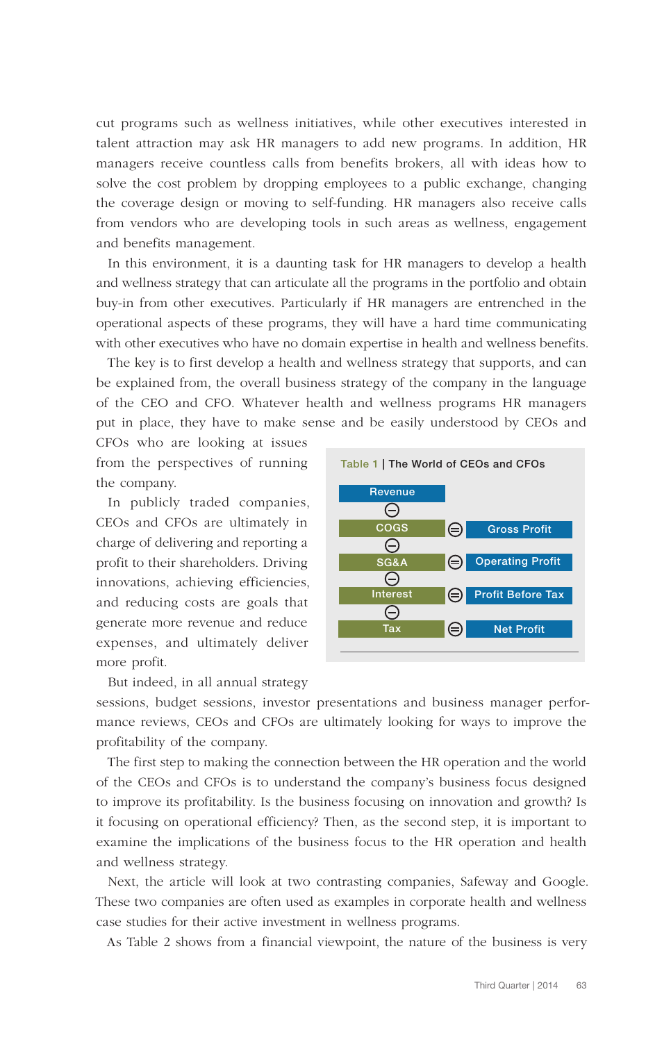cut programs such as wellness initiatives, while other executives interested in talent attraction may ask HR managers to add new programs. In addition, HR managers receive countless calls from benefits brokers, all with ideas how to solve the cost problem by dropping employees to a public exchange, changing the coverage design or moving to self-funding. HR managers also receive calls from vendors who are developing tools in such areas as wellness, engagement and benefits management.

In this environment, it is a daunting task for HR managers to develop a health and wellness strategy that can articulate all the programs in the portfolio and obtain buy-in from other executives. Particularly if HR managers are entrenched in the operational aspects of these programs, they will have a hard time communicating with other executives who have no domain expertise in health and wellness benefits.

The key is to first develop a health and wellness strategy that supports, and can be explained from, the overall business strategy of the company in the language of the CEO and CFO. Whatever health and wellness programs HR managers put in place, they have to make sense and be easily understood by CEOs and CFOs who are looking at issues from the perspectives of running the company.

In publicly traded companies, CEOs and CFOs are ultimately in charge of delivering and reporting a profit to their shareholders. Driving innovations, achieving efficiencies, and reducing costs are goals that generate more revenue and reduce expenses, and ultimately deliver more profit.

**Table 1 | The World of CEOs and CFOs**

| | | |
|---|---|---|
| Revenue | | |
| − COGS | = | Gross Profit |
| − SG&A | = | Operating Profit |
| − Interest | = | Profit Before Tax |
| − Tax | = | Net Profit |

But indeed, in all annual strategy sessions, budget sessions, investor presentations and business manager performance reviews, CEOs and CFOs are ultimately looking for ways to improve the profitability of the company.

The first step to making the connection between the HR operation and the world of the CEOs and CFOs is to understand the company's business focus designed to improve its profitability. Is the business focusing on innovation and growth? Is it focusing on operational efficiency? Then, as the second step, it is important to examine the implications of the business focus to the HR operation and health and wellness strategy.

Next, the article will look at two contrasting companies, Safeway and Google. These two companies are often used as examples in corporate health and wellness case studies for their active investment in wellness programs.

As Table 2 shows from a financial viewpoint, the nature of the business is very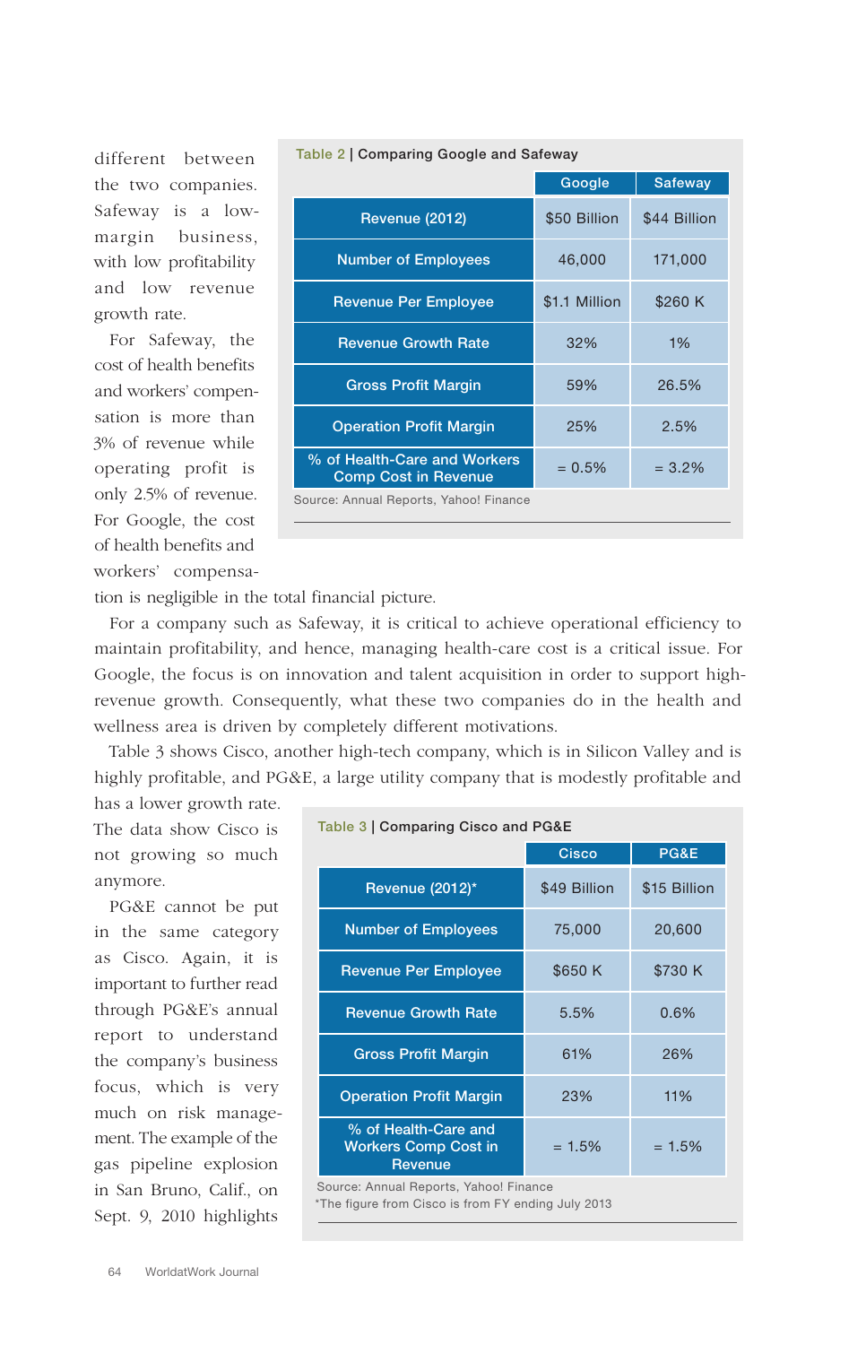different between the two companies. Safeway is a low-margin business, with low profitability and low revenue growth rate.

**Table 2 | Comparing Google and Safeway**

| | Google | Safeway |
|---|---|---|
| Revenue (2012) | $50 Billion | $44 Billion |
| Number of Employees | 46,000 | 171,000 |
| Revenue Per Employee | $1.1 Million | $260 K |
| Revenue Growth Rate | 32% | 1% |
| Gross Profit Margin | 59% | 26.5% |
| Operation Profit Margin | 25% | 2.5% |
| % of Health-Care and Workers Comp Cost in Revenue | = 0.5% | = 3.2% |

Source: Annual Reports, Yahoo! Finance

For Safeway, the cost of health benefits and workers' compensation is more than 3% of revenue while operating profit is only 2.5% of revenue. For Google, the cost of health benefits and workers' compensation is negligible in the total financial picture.

For a company such as Safeway, it is critical to achieve operational efficiency to maintain profitability, and hence, managing health-care cost is a critical issue. For Google, the focus is on innovation and talent acquisition in order to support high-revenue growth. Consequently, what these two companies do in the health and wellness area is driven by completely different motivations.

Table 3 shows Cisco, another high-tech company, which is in Silicon Valley and is highly profitable, and PG&E, a large utility company that is modestly profitable and has a lower growth rate. The data show Cisco is not growing so much anymore.

**Table 3 | Comparing Cisco and PG&E**

| | Cisco | PG&E |
|---|---|---|
| Revenue (2012)* | $49 Billion | $15 Billion |
| Number of Employees | 75,000 | 20,600 |
| Revenue Per Employee | $650 K | $730 K |
| Revenue Growth Rate | 5.5% | 0.6% |
| Gross Profit Margin | 61% | 26% |
| Operation Profit Margin | 23% | 11% |
| % of Health-Care and Workers Comp Cost in Revenue | = 1.5% | = 1.5% |

Source: Annual Reports, Yahoo! Finance
*The figure from Cisco is from FY ending July 2013

PG&E cannot be put in the same category as Cisco. Again, it is important to further read through PG&E's annual report to understand the company's business focus, which is very much on risk management. The example of the gas pipeline explosion in San Bruno, Calif., on Sept. 9, 2010 highlights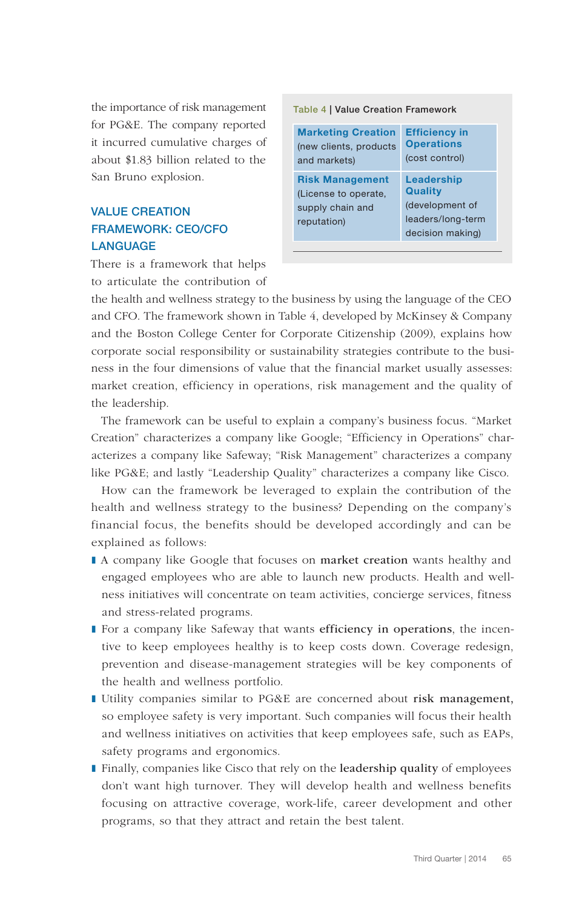the importance of risk management for PG&E. The company reported it incurred cumulative charges of about $1.83 billion related to the San Bruno explosion.

**Table 4 | Value Creation Framework**

| | |
|---|---|
| **Marketing Creation** (new clients, products and markets) | **Efficiency in Operations** (cost control) |
| **Risk Management** (License to operate, supply chain and reputation) | **Leadership Quality** (development of leaders/long-term decision making) |

## VALUE CREATION FRAMEWORK: CEO/CFO LANGUAGE

There is a framework that helps to articulate the contribution of the health and wellness strategy to the business by using the language of the CEO and CFO. The framework shown in Table 4, developed by McKinsey & Company and the Boston College Center for Corporate Citizenship (2009), explains how corporate social responsibility or sustainability strategies contribute to the business in the four dimensions of value that the financial market usually assesses: market creation, efficiency in operations, risk management and the quality of the leadership.

The framework can be useful to explain a company's business focus. "Market Creation" characterizes a company like Google; "Efficiency in Operations" characterizes a company like Safeway; "Risk Management" characterizes a company like PG&E; and lastly "Leadership Quality" characterizes a company like Cisco.

How can the framework be leveraged to explain the contribution of the health and wellness strategy to the business? Depending on the company's financial focus, the benefits should be developed accordingly and can be explained as follows:

- A company like Google that focuses on **market creation** wants healthy and engaged employees who are able to launch new products. Health and wellness initiatives will concentrate on team activities, concierge services, fitness and stress-related programs.
- For a company like Safeway that wants **efficiency in operations**, the incentive to keep employees healthy is to keep costs down. Coverage redesign, prevention and disease-management strategies will be key components of the health and wellness portfolio.
- Utility companies similar to PG&E are concerned about **risk management,** so employee safety is very important. Such companies will focus their health and wellness initiatives on activities that keep employees safe, such as EAPs, safety programs and ergonomics.
- Finally, companies like Cisco that rely on the **leadership quality** of employees don't want high turnover. They will develop health and wellness benefits focusing on attractive coverage, work-life, career development and other programs, so that they attract and retain the best talent.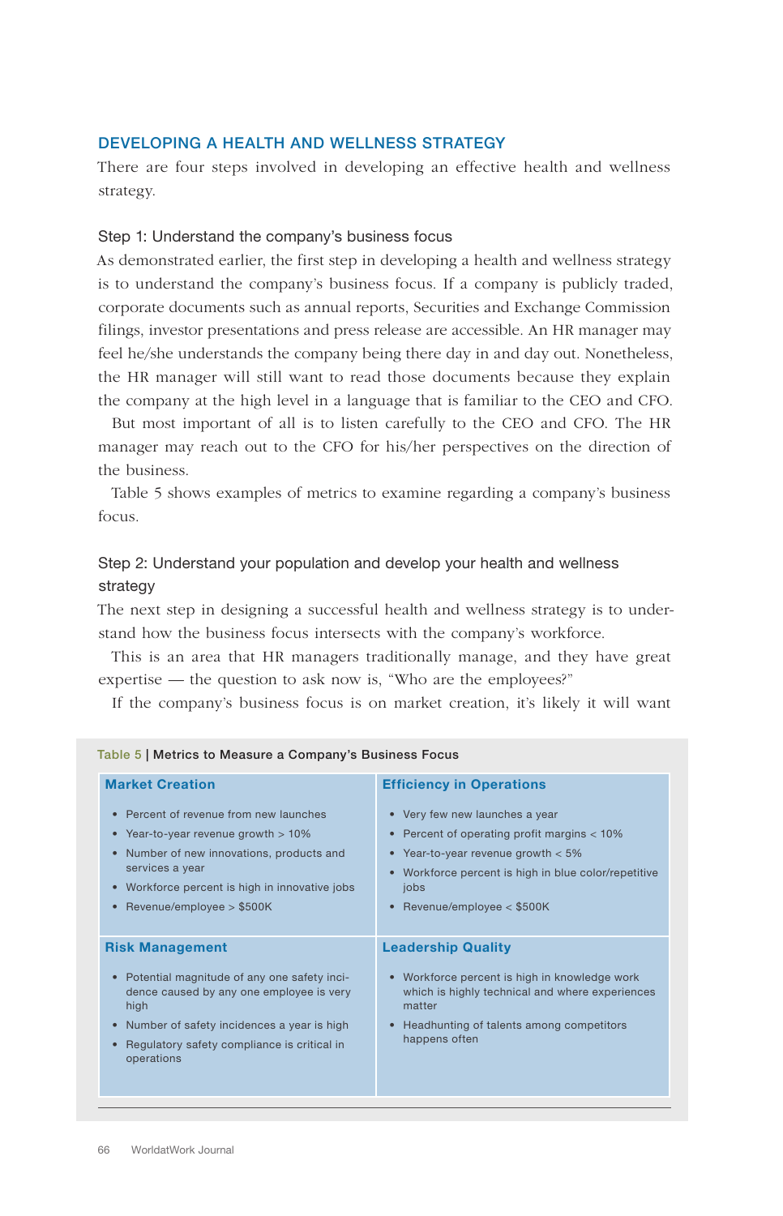## DEVELOPING A HEALTH AND WELLNESS STRATEGY

There are four steps involved in developing an effective health and wellness strategy.

### Step 1: Understand the company's business focus

As demonstrated earlier, the first step in developing a health and wellness strategy is to understand the company's business focus. If a company is publicly traded, corporate documents such as annual reports, Securities and Exchange Commission filings, investor presentations and press release are accessible. An HR manager may feel he/she understands the company being there day in and day out. Nonetheless, the HR manager will still want to read those documents because they explain the company at the high level in a language that is familiar to the CEO and CFO.

But most important of all is to listen carefully to the CEO and CFO. The HR manager may reach out to the CFO for his/her perspectives on the direction of the business.

Table 5 shows examples of metrics to examine regarding a company's business focus.

### Step 2: Understand your population and develop your health and wellness strategy

The next step in designing a successful health and wellness strategy is to understand how the business focus intersects with the company's workforce.

This is an area that HR managers traditionally manage, and they have great expertise — the question to ask now is, "Who are the employees?"

If the company's business focus is on market creation, it's likely it will want

**Table 5 | Metrics to Measure a Company's Business Focus**

| Market Creation | Efficiency in Operations |
|---|---|
| • Percent of revenue from new launches<br>• Year-to-year revenue growth > 10%<br>• Number of new innovations, products and services a year<br>• Workforce percent is high in innovative jobs<br>• Revenue/employee > $500K | • Very few new launches a year<br>• Percent of operating profit margins < 10%<br>• Year-to-year revenue growth < 5%<br>• Workforce percent is high in blue color/repetitive jobs<br>• Revenue/employee < $500K |
| **Risk Management** | **Leadership Quality** |
| • Potential magnitude of any one safety incidence caused by any one employee is very high<br>• Number of safety incidences a year is high<br>• Regulatory safety compliance is critical in operations | • Workforce percent is high in knowledge work which is highly technical and where experiences matter<br>• Headhunting of talents among competitors happens often |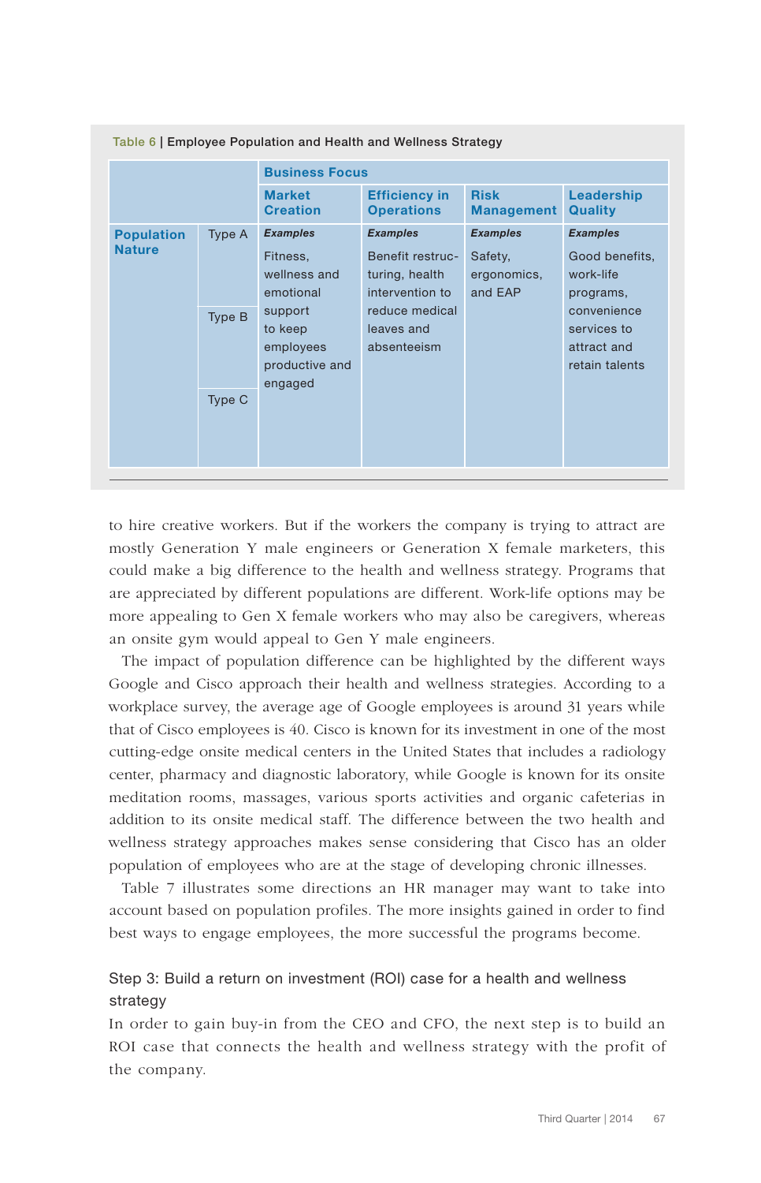**Table 6 | Employee Population and Health and Wellness Strategy**

| | | Business Focus | | | |
|---|---|---|---|---|---|
| | | **Market Creation** | **Efficiency in Operations** | **Risk Management** | **Leadership Quality** |
| **Population Nature** | Type A | *Examples* Fitness, wellness and emotional support to keep employees productive and engaged | *Examples* Benefit restructuring, health intervention to reduce medical leaves and absenteeism | *Examples* Safety, ergonomics, and EAP | *Examples* Good benefits, work-life programs, convenience services to attract and retain talents |
| | Type B | | | | |
| | Type C | | | | |

to hire creative workers. But if the workers the company is trying to attract are mostly Generation Y male engineers or Generation X female marketers, this could make a big difference to the health and wellness strategy. Programs that are appreciated by different populations are different. Work-life options may be more appealing to Gen X female workers who may also be caregivers, whereas an onsite gym would appeal to Gen Y male engineers.

The impact of population difference can be highlighted by the different ways Google and Cisco approach their health and wellness strategies. According to a workplace survey, the average age of Google employees is around 31 years while that of Cisco employees is 40. Cisco is known for its investment in one of the most cutting-edge onsite medical centers in the United States that includes a radiology center, pharmacy and diagnostic laboratory, while Google is known for its onsite meditation rooms, massages, various sports activities and organic cafeterias in addition to its onsite medical staff. The difference between the two health and wellness strategy approaches makes sense considering that Cisco has an older population of employees who are at the stage of developing chronic illnesses.

Table 7 illustrates some directions an HR manager may want to take into account based on population profiles. The more insights gained in order to find best ways to engage employees, the more successful the programs become.

### Step 3: Build a return on investment (ROI) case for a health and wellness strategy

In order to gain buy-in from the CEO and CFO, the next step is to build an ROI case that connects the health and wellness strategy with the profit of the company.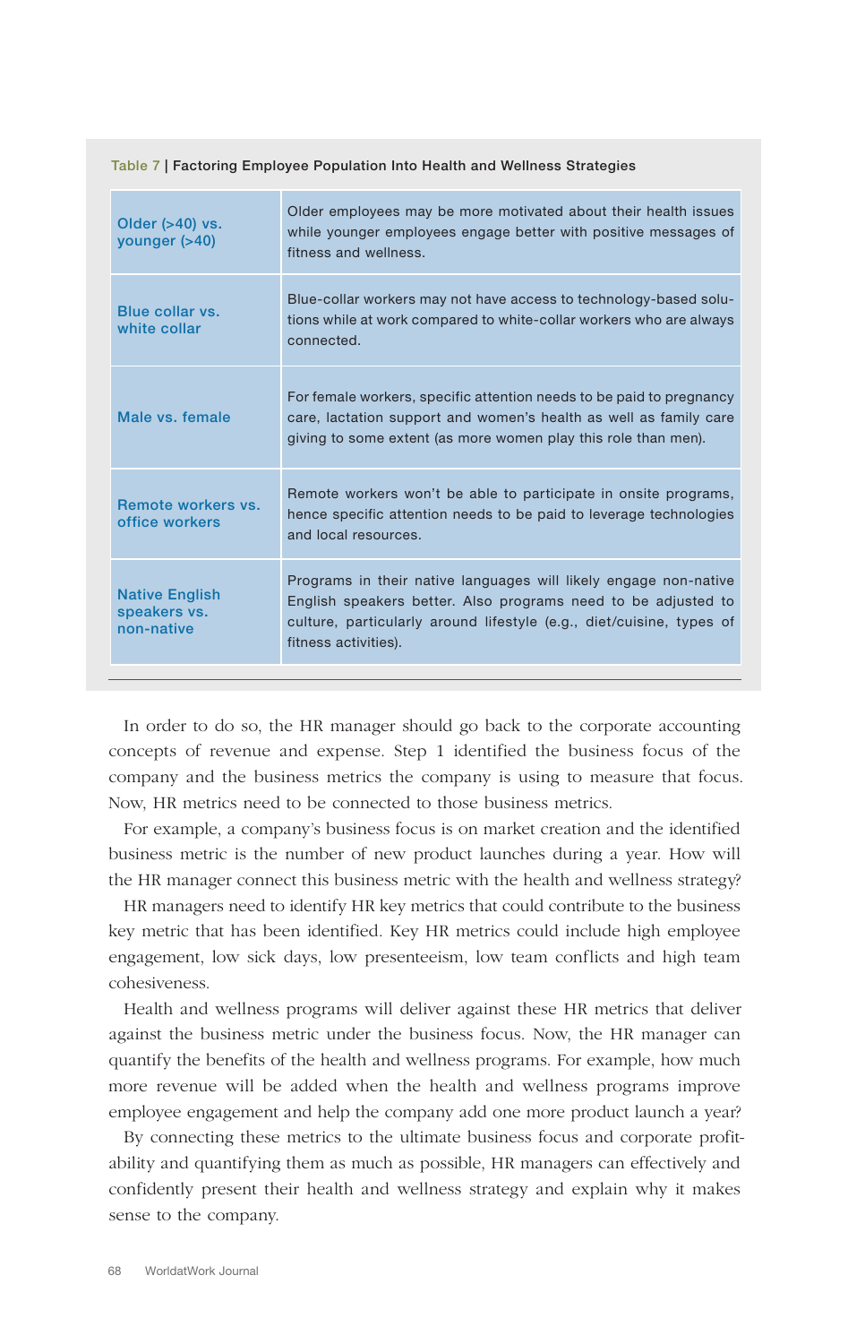Table 7 | Factoring Employee Population Into Health and Wellness Strategies

| | |
|---|---|
| Older (>40) vs. younger (>40) | Older employees may be more motivated about their health issues while younger employees engage better with positive messages of fitness and wellness. |
| Blue collar vs. white collar | Blue-collar workers may not have access to technology-based solutions while at work compared to white-collar workers who are always connected. |
| Male vs. female | For female workers, specific attention needs to be paid to pregnancy care, lactation support and women's health as well as family care giving to some extent (as more women play this role than men). |
| Remote workers vs. office workers | Remote workers won't be able to participate in onsite programs, hence specific attention needs to be paid to leverage technologies and local resources. |
| Native English speakers vs. non-native | Programs in their native languages will likely engage non-native English speakers better. Also programs need to be adjusted to culture, particularly around lifestyle (e.g., diet/cuisine, types of fitness activities). |

In order to do so, the HR manager should go back to the corporate accounting concepts of revenue and expense. Step 1 identified the business focus of the company and the business metrics the company is using to measure that focus. Now, HR metrics need to be connected to those business metrics.

For example, a company's business focus is on market creation and the identified business metric is the number of new product launches during a year. How will the HR manager connect this business metric with the health and wellness strategy?

HR managers need to identify HR key metrics that could contribute to the business key metric that has been identified. Key HR metrics could include high employee engagement, low sick days, low presenteeism, low team conflicts and high team cohesiveness.

Health and wellness programs will deliver against these HR metrics that deliver against the business metric under the business focus. Now, the HR manager can quantify the benefits of the health and wellness programs. For example, how much more revenue will be added when the health and wellness programs improve employee engagement and help the company add one more product launch a year?

By connecting these metrics to the ultimate business focus and corporate profitability and quantifying them as much as possible, HR managers can effectively and confidently present their health and wellness strategy and explain why it makes sense to the company.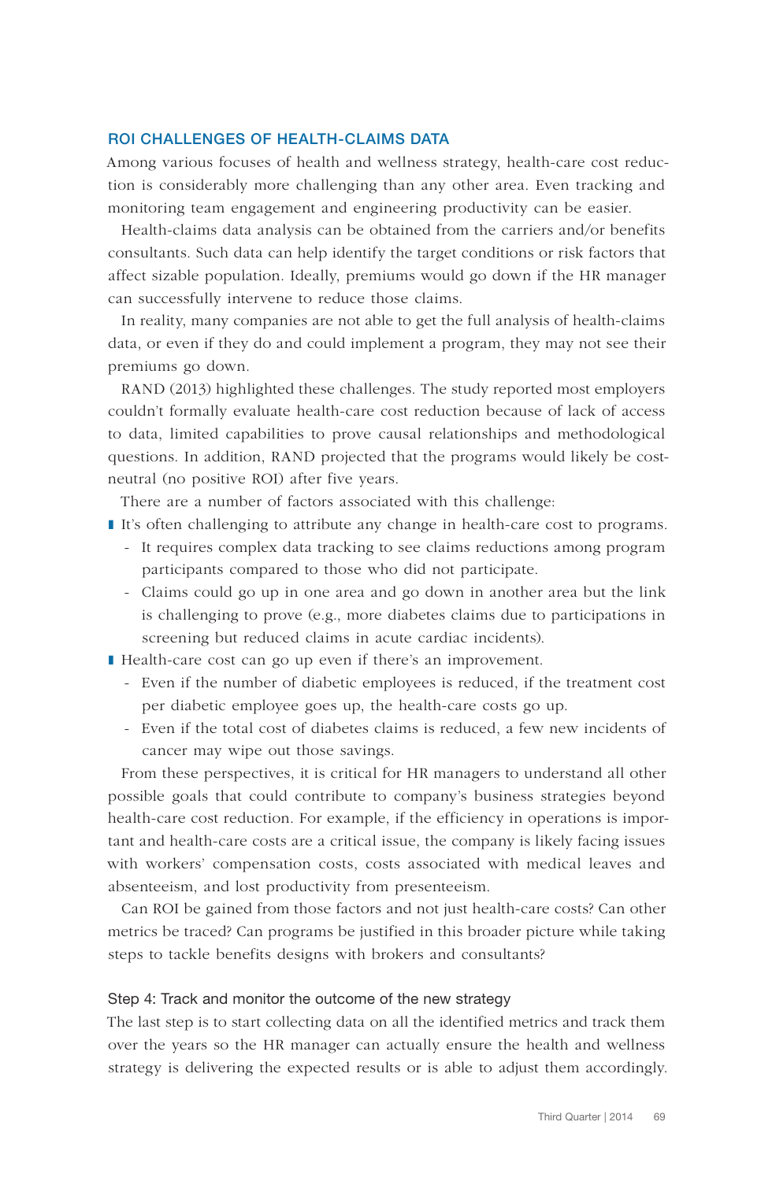## ROI CHALLENGES OF HEALTH-CLAIMS DATA

Among various focuses of health and wellness strategy, health-care cost reduction is considerably more challenging than any other area. Even tracking and monitoring team engagement and engineering productivity can be easier.

Health-claims data analysis can be obtained from the carriers and/or benefits consultants. Such data can help identify the target conditions or risk factors that affect sizable population. Ideally, premiums would go down if the HR manager can successfully intervene to reduce those claims.

In reality, many companies are not able to get the full analysis of health-claims data, or even if they do and could implement a program, they may not see their premiums go down.

RAND (2013) highlighted these challenges. The study reported most employers couldn't formally evaluate health-care cost reduction because of lack of access to data, limited capabilities to prove causal relationships and methodological questions. In addition, RAND projected that the programs would likely be cost-neutral (no positive ROI) after five years.

There are a number of factors associated with this challenge:

- It's often challenging to attribute any change in health-care cost to programs.
  - It requires complex data tracking to see claims reductions among program participants compared to those who did not participate.
  - Claims could go up in one area and go down in another area but the link is challenging to prove (e.g., more diabetes claims due to participations in screening but reduced claims in acute cardiac incidents).
- Health-care cost can go up even if there's an improvement.
  - Even if the number of diabetic employees is reduced, if the treatment cost per diabetic employee goes up, the health-care costs go up.
  - Even if the total cost of diabetes claims is reduced, a few new incidents of cancer may wipe out those savings.

From these perspectives, it is critical for HR managers to understand all other possible goals that could contribute to company's business strategies beyond health-care cost reduction. For example, if the efficiency in operations is important and health-care costs are a critical issue, the company is likely facing issues with workers' compensation costs, costs associated with medical leaves and absenteeism, and lost productivity from presenteeism.

Can ROI be gained from those factors and not just health-care costs? Can other metrics be traced? Can programs be justified in this broader picture while taking steps to tackle benefits designs with brokers and consultants?

### Step 4: Track and monitor the outcome of the new strategy

The last step is to start collecting data on all the identified metrics and track them over the years so the HR manager can actually ensure the health and wellness strategy is delivering the expected results or is able to adjust them accordingly.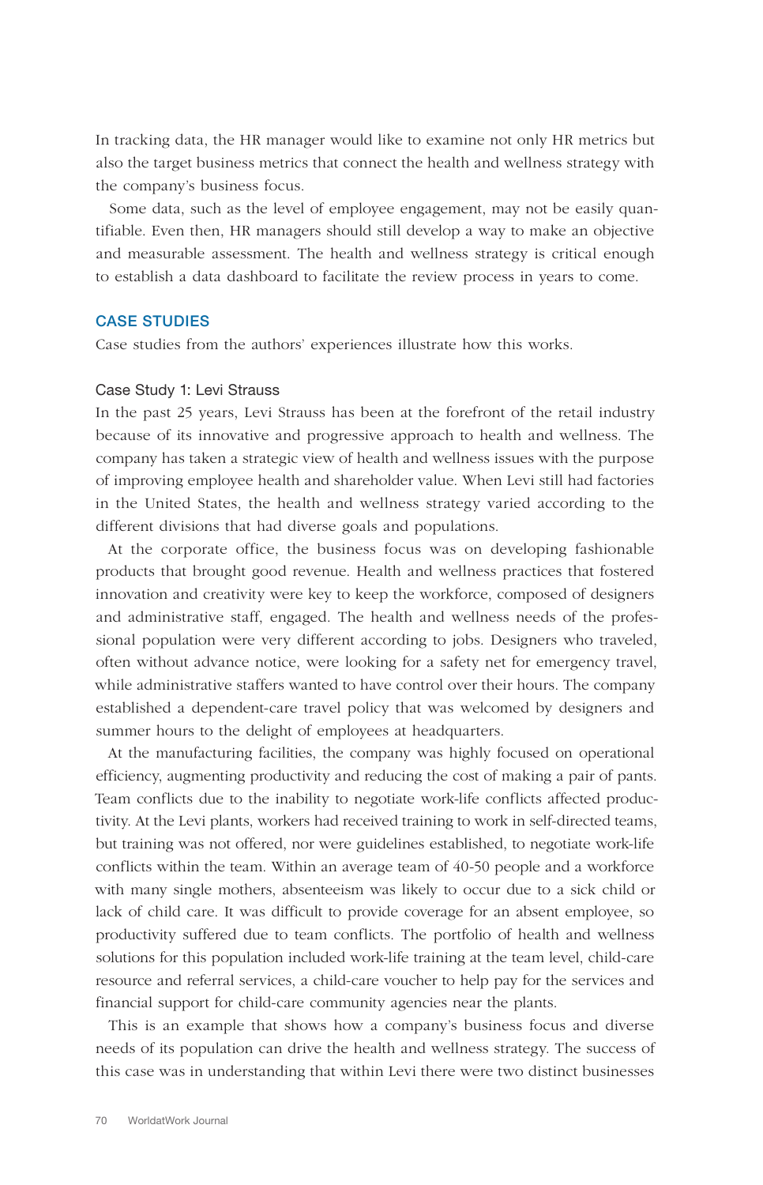In tracking data, the HR manager would like to examine not only HR metrics but also the target business metrics that connect the health and wellness strategy with the company's business focus.

Some data, such as the level of employee engagement, may not be easily quantifiable. Even then, HR managers should still develop a way to make an objective and measurable assessment. The health and wellness strategy is critical enough to establish a data dashboard to facilitate the review process in years to come.

## CASE STUDIES

Case studies from the authors' experiences illustrate how this works.

### Case Study 1: Levi Strauss

In the past 25 years, Levi Strauss has been at the forefront of the retail industry because of its innovative and progressive approach to health and wellness. The company has taken a strategic view of health and wellness issues with the purpose of improving employee health and shareholder value. When Levi still had factories in the United States, the health and wellness strategy varied according to the different divisions that had diverse goals and populations.

At the corporate office, the business focus was on developing fashionable products that brought good revenue. Health and wellness practices that fostered innovation and creativity were key to keep the workforce, composed of designers and administrative staff, engaged. The health and wellness needs of the professional population were very different according to jobs. Designers who traveled, often without advance notice, were looking for a safety net for emergency travel, while administrative staffers wanted to have control over their hours. The company established a dependent-care travel policy that was welcomed by designers and summer hours to the delight of employees at headquarters.

At the manufacturing facilities, the company was highly focused on operational efficiency, augmenting productivity and reducing the cost of making a pair of pants. Team conflicts due to the inability to negotiate work-life conflicts affected productivity. At the Levi plants, workers had received training to work in self-directed teams, but training was not offered, nor were guidelines established, to negotiate work-life conflicts within the team. Within an average team of 40-50 people and a workforce with many single mothers, absenteeism was likely to occur due to a sick child or lack of child care. It was difficult to provide coverage for an absent employee, so productivity suffered due to team conflicts. The portfolio of health and wellness solutions for this population included work-life training at the team level, child-care resource and referral services, a child-care voucher to help pay for the services and financial support for child-care community agencies near the plants.

This is an example that shows how a company's business focus and diverse needs of its population can drive the health and wellness strategy. The success of this case was in understanding that within Levi there were two distinct businesses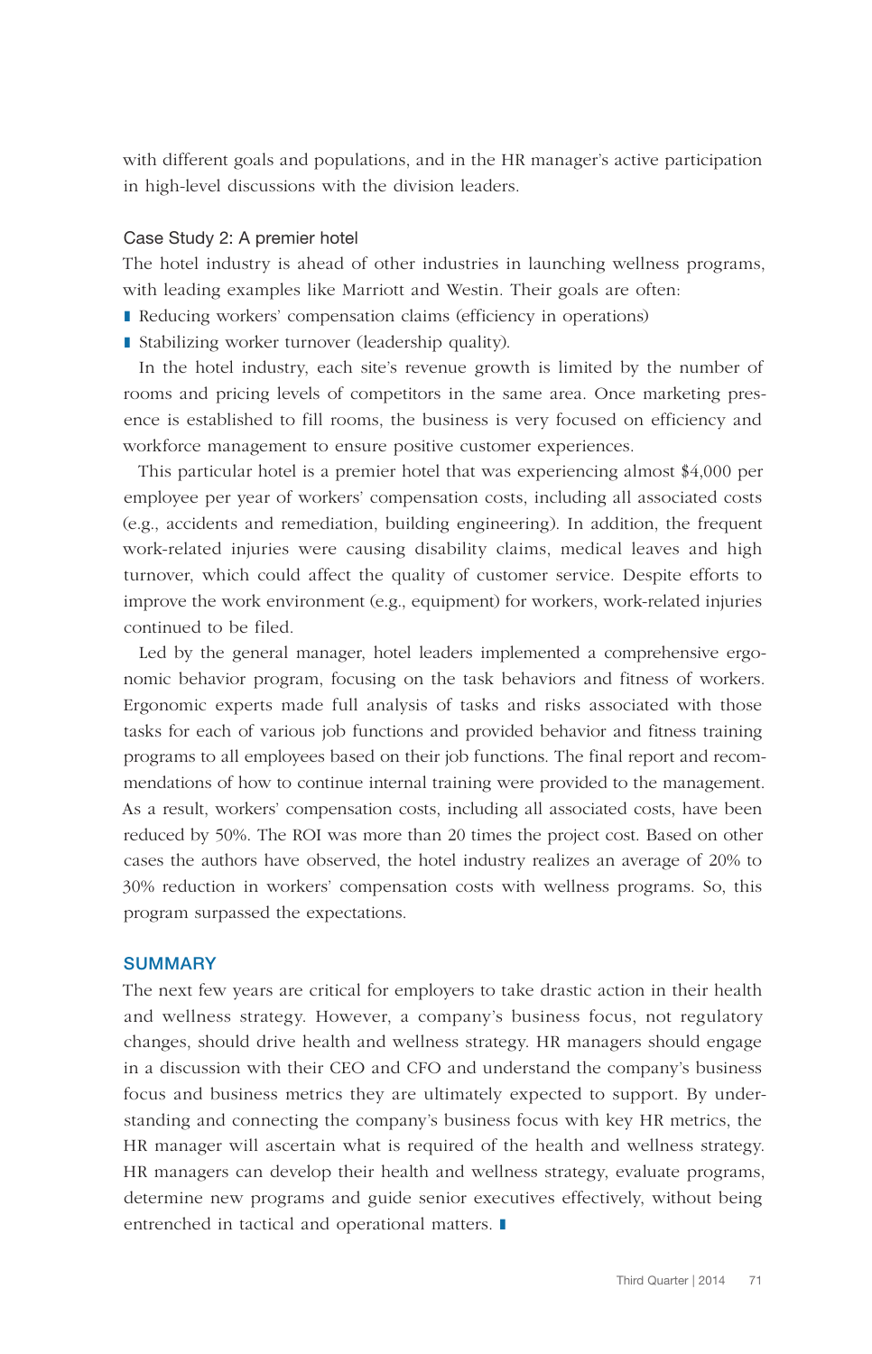with different goals and populations, and in the HR manager's active participation in high-level discussions with the division leaders.

### Case Study 2: A premier hotel

The hotel industry is ahead of other industries in launching wellness programs, with leading examples like Marriott and Westin. Their goals are often:

- Reducing workers' compensation claims (efficiency in operations)
- Stabilizing worker turnover (leadership quality).

In the hotel industry, each site's revenue growth is limited by the number of rooms and pricing levels of competitors in the same area. Once marketing presence is established to fill rooms, the business is very focused on efficiency and workforce management to ensure positive customer experiences.

This particular hotel is a premier hotel that was experiencing almost $4,000 per employee per year of workers' compensation costs, including all associated costs (e.g., accidents and remediation, building engineering). In addition, the frequent work-related injuries were causing disability claims, medical leaves and high turnover, which could affect the quality of customer service. Despite efforts to improve the work environment (e.g., equipment) for workers, work-related injuries continued to be filed.

Led by the general manager, hotel leaders implemented a comprehensive ergonomic behavior program, focusing on the task behaviors and fitness of workers. Ergonomic experts made full analysis of tasks and risks associated with those tasks for each of various job functions and provided behavior and fitness training programs to all employees based on their job functions. The final report and recommendations of how to continue internal training were provided to the management. As a result, workers' compensation costs, including all associated costs, have been reduced by 50%. The ROI was more than 20 times the project cost. Based on other cases the authors have observed, the hotel industry realizes an average of 20% to 30% reduction in workers' compensation costs with wellness programs. So, this program surpassed the expectations.

## SUMMARY

The next few years are critical for employers to take drastic action in their health and wellness strategy. However, a company's business focus, not regulatory changes, should drive health and wellness strategy. HR managers should engage in a discussion with their CEO and CFO and understand the company's business focus and business metrics they are ultimately expected to support. By understanding and connecting the company's business focus with key HR metrics, the HR manager will ascertain what is required of the health and wellness strategy. HR managers can develop their health and wellness strategy, evaluate programs, determine new programs and guide senior executives effectively, without being entrenched in tactical and operational matters.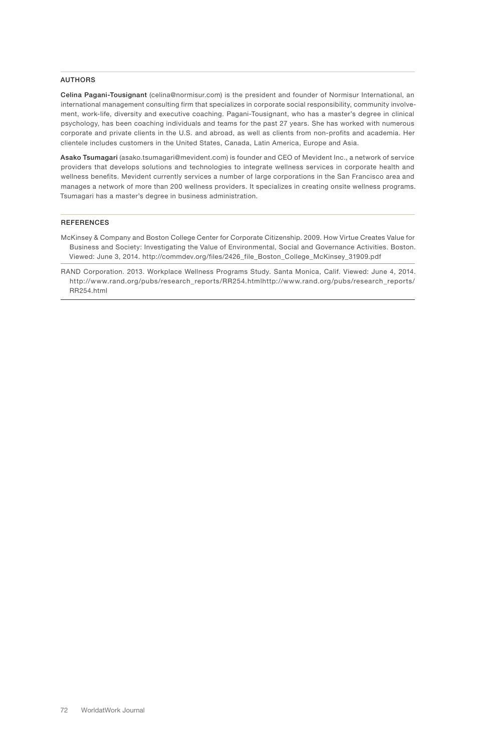## AUTHORS

**Celina Pagani-Tousignant** (celina@normisur.com) is the president and founder of Normisur International, an international management consulting firm that specializes in corporate social responsibility, community involvement, work-life, diversity and executive coaching. Pagani-Tousignant, who has a master's degree in clinical psychology, has been coaching individuals and teams for the past 27 years. She has worked with numerous corporate and private clients in the U.S. and abroad, as well as clients from non-profits and academia. Her clientele includes customers in the United States, Canada, Latin America, Europe and Asia.

**Asako Tsumagari** (asako.tsumagari@mevident.com) is founder and CEO of Mevident Inc., a network of service providers that develops solutions and technologies to integrate wellness services in corporate health and wellness benefits. Mevident currently services a number of large corporations in the San Francisco area and manages a network of more than 200 wellness providers. It specializes in creating onsite wellness programs. Tsumagari has a master's degree in business administration.

## REFERENCES

McKinsey & Company and Boston College Center for Corporate Citizenship. 2009. How Virtue Creates Value for Business and Society: Investigating the Value of Environmental, Social and Governance Activities. Boston. Viewed: June 3, 2014. http://commdev.org/files/2426_file_Boston_College_McKinsey_31909.pdf

RAND Corporation. 2013. Workplace Wellness Programs Study. Santa Monica, Calif. Viewed: June 4, 2014. http://www.rand.org/pubs/research_reports/RR254.htmlhttp://www.rand.org/pubs/research_reports/RR254.html